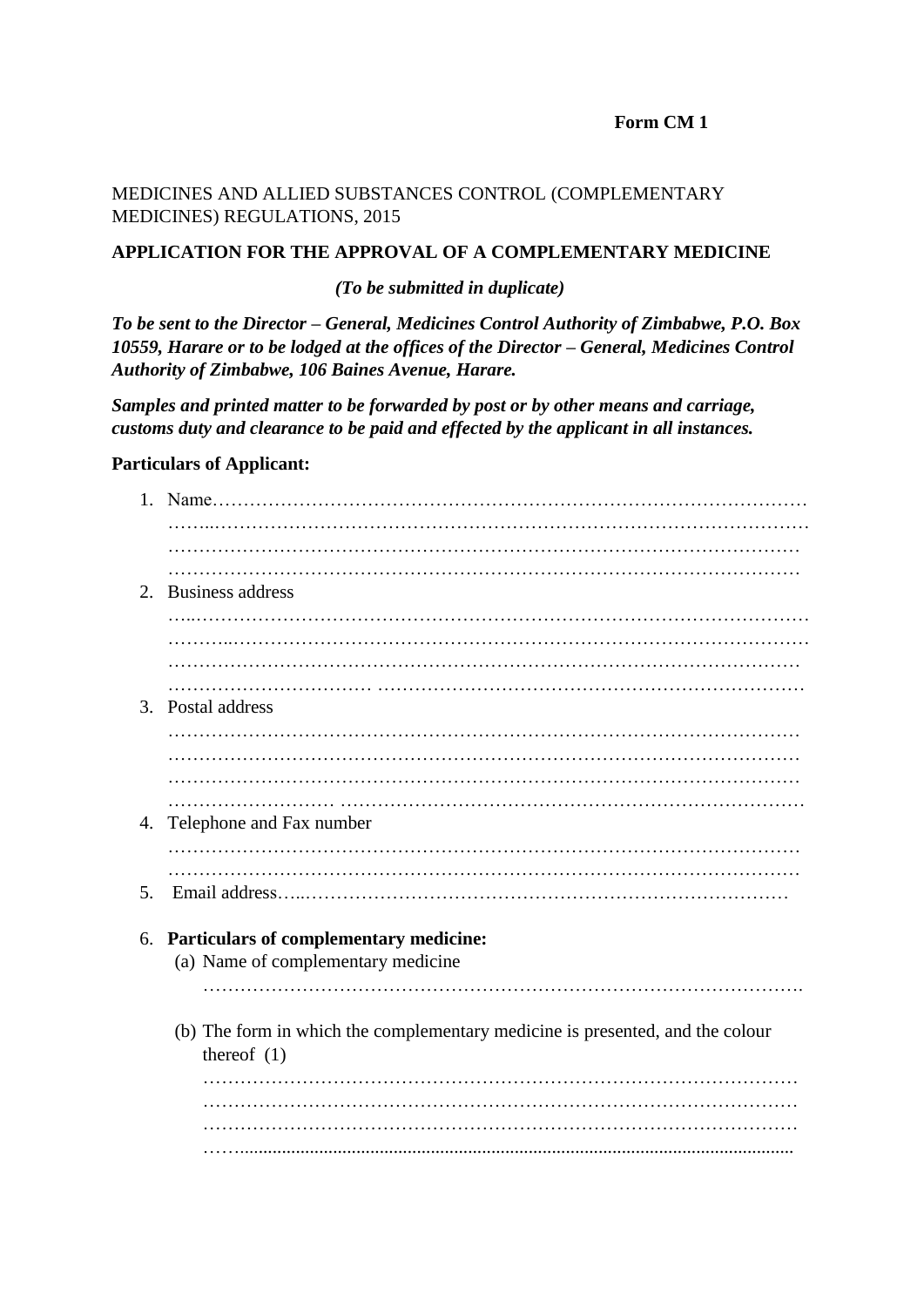**Form CM 1**

MEDICINES AND ALLIED SUBSTANCES CONTROL (COMPLEMENTARY MEDICINES) REGULATIONS, 2015

**APPLICATION FOR THE APPROVAL OF A COMPLEMENTARY MEDICINE**

***(To be submitted in duplicate)***

***To be sent to the Director – General, Medicines Control Authority of Zimbabwe, P.O. Box 10559, Harare or to be lodged at the offices of the Director – General, Medicines Control Authority of Zimbabwe, 106 Baines Avenue, Harare.***

***Samples and printed matter to be forwarded by post or by other means and carriage, customs duty and clearance to be paid and effected by the applicant in all instances.***

**Particulars of Applicant:**

1. Name…………………………………………………………………………………………………………………………………………………………………………………………………………………………………………………………………………………………………………………………………………………………
2. Business address
…………………………………………………………………………………………………………………………………………………………………………………………………………………………………………………………………………………………………………………………………………………………………………
3. Postal address
…………………………………………………………………………………………………………………………………………………………………………………………………………………………………………………………………………………………………………………………………………………………………………
4. Telephone and Fax number
………………………………………………………………………………………………………………………………………………………………………………………
5. Email address…..…………………………………………………………………

6. **Particulars of complementary medicine:**
   (a) Name of complementary medicine
   …………………………………………………………………………………….

   (b) The form in which the complementary medicine is presented, and the colour thereof (1)
   …………………………………………………………………………………………………………………………………………………………………………………………………………………………………………………………………………………………………………………………………………………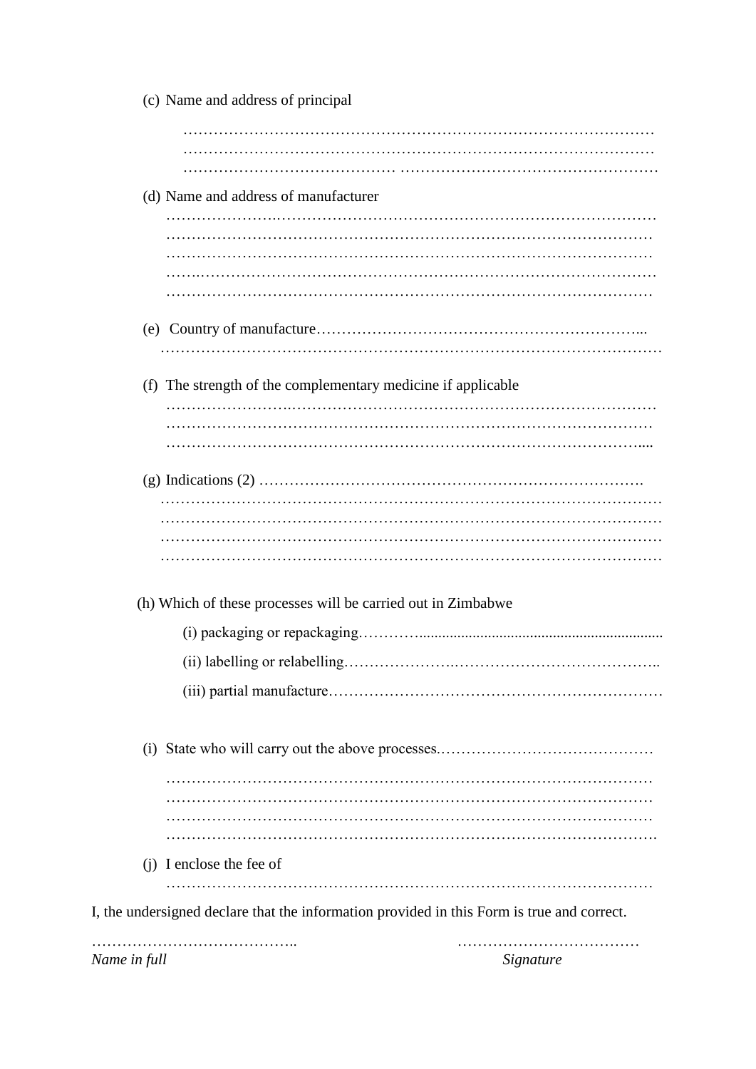(c) Name and address of principal

………………………………………………………………………………
………………………………………………………………………………
………………………………………………………………………………

(d) Name and address of manufacturer

………………………………………………………………………………
………………………………………………………………………………
………………………………………………………………………………
………………………………………………………………………………
………………………………………………………………………………

(e) Country of manufacture……………………………………………………...
………………………………………………………………………………………

(f) The strength of the complementary medicine if applicable

………………………………………………………………………………
………………………………………………………………………………
………………………………………………………………………………....

(g) Indications (2) ……………………………………………………………….
………………………………………………………………………………………
………………………………………………………………………………………
………………………………………………………………………………………
………………………………………………………………………………………

(h) Which of these processes will be carried out in Zimbabwe

(i) packaging or repackaging…………..............................................................

(ii) labelling or relabelling…………………..…………………………………..

(iii) partial manufacture…………………………………………………………

(i) State who will carry out the above processes.……………………………………

………………………………………………………………………………
………………………………………………………………………………
………………………………………………………………………………
………………………………………………………………………………

(j) I enclose the fee of

………………………………………………………………………………

I, the undersigned declare that the information provided in this Form is true and correct.

………………………………….. ………………………………

*Name in full* *Signature*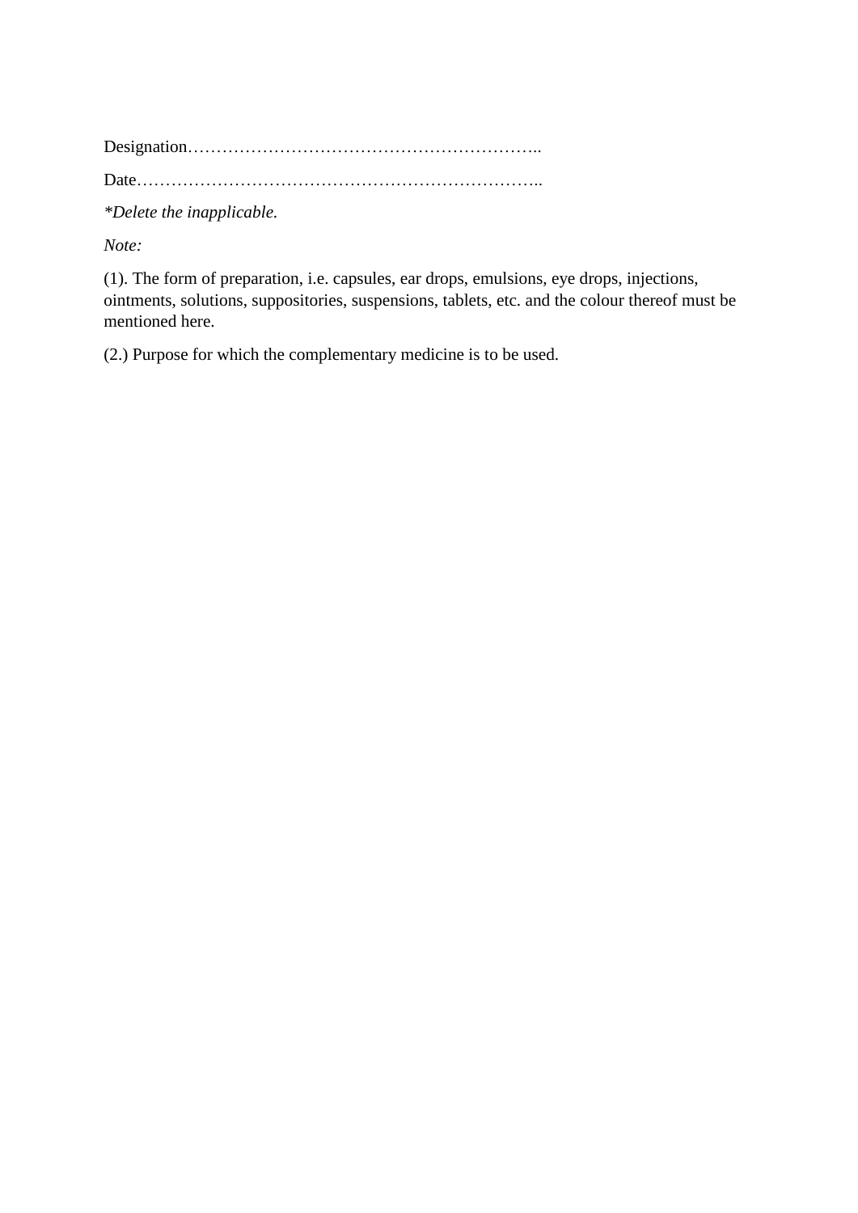Designation……………………………………………………..

Date……………………………………………………………..

*\*Delete the inapplicable.*

*Note:*

(1). The form of preparation, i.e. capsules, ear drops, emulsions, eye drops, injections, ointments, solutions, suppositories, suspensions, tablets, etc. and the colour thereof must be mentioned here.

(2.) Purpose for which the complementary medicine is to be used.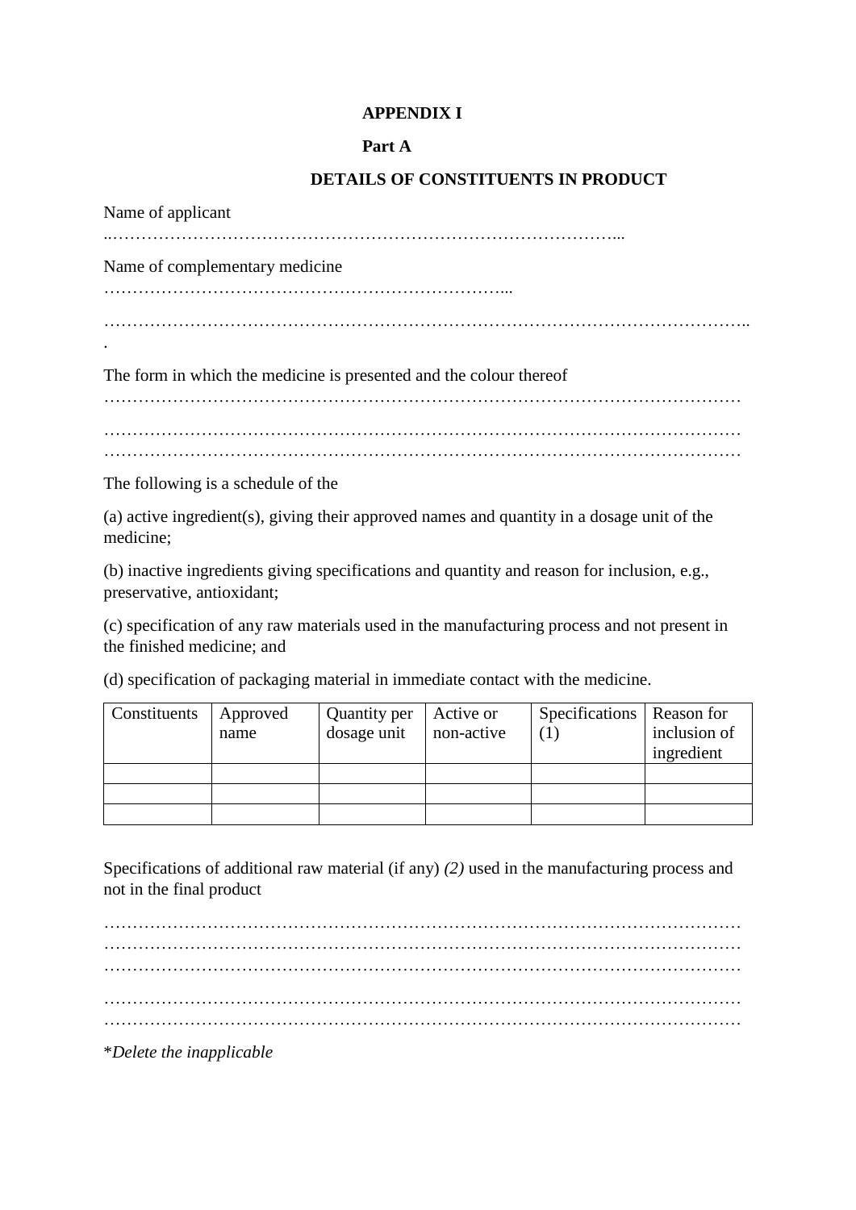**APPENDIX I**

**Part A**

**DETAILS OF CONSTITUENTS IN PRODUCT**

Name of applicant

..……………………………………………………………………………...

Name of complementary medicine

……………………………………………………………...

………………………………………………………………………………………………..
.

The form in which the medicine is presented and the colour thereof

………………………………………………………………………………………………

………………………………………………………………………………………………
………………………………………………………………………………………………

The following is a schedule of the

(a) active ingredient(s), giving their approved names and quantity in a dosage unit of the medicine;

(b) inactive ingredients giving specifications and quantity and reason for inclusion, e.g., preservative, antioxidant;

(c) specification of any raw materials used in the manufacturing process and not present in the finished medicine; and

(d) specification of packaging material in immediate contact with the medicine.

| Constituents | Approved name | Quantity per dosage unit | Active or non-active | Specifications (1) | Reason for inclusion of ingredient |
|---|---|---|---|---|---|
| | | | | | |
| | | | | | |
| | | | | | |

Specifications of additional raw material (if any) *(2)* used in the manufacturing process and not in the final product

………………………………………………………………………………………………
………………………………………………………………………………………………
………………………………………………………………………………………………

………………………………………………………………………………………………
………………………………………………………………………………………………

**Delete the inapplicable*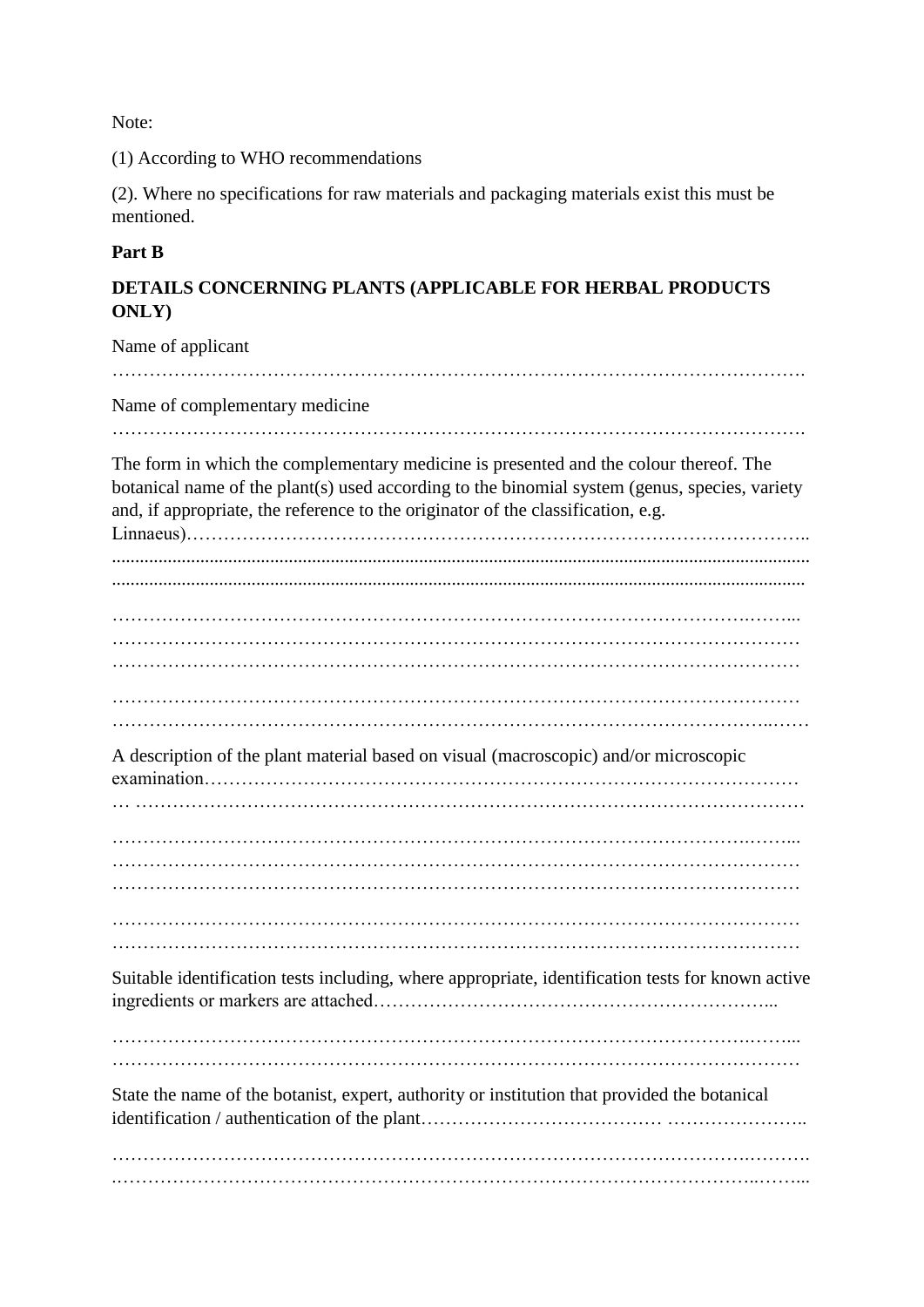Note:

(1) According to WHO recommendations

(2). Where no specifications for raw materials and packaging materials exist this must be mentioned.

**Part B**

**DETAILS CONCERNING PLANTS (APPLICABLE FOR HERBAL PRODUCTS ONLY)**

Name of applicant

…………………………………………………………………………………………………….

Name of complementary medicine

…………………………………………………………………………………………………….

The form in which the complementary medicine is presented and the colour thereof. The botanical name of the plant(s) used according to the binomial system (genus, species, variety and, if appropriate, the reference to the originator of the classification, e.g. Linnaeus)………………………………………………………………………………………..

......................................................................................................................................................

......................................................................................................................................................

……………………………………………………………………………………………….……...

………………………………………………………………………………………………………

………………………………………………………………………………………………………

………………………………………………………………………………………………………

……………………………………………………………………………………………..……

A description of the plant material based on visual (macroscopic) and/or microscopic examination…………………………………………………………………………………

… ……………………………………………………………………………………………………

……………………………………………………………………………………………….……...

………………………………………………………………………………………………………

………………………………………………………………………………………………………

………………………………………………………………………………………………………

………………………………………………………………………………………………………

Suitable identification tests including, where appropriate, identification tests for known active ingredients or markers are attached……………………………………………………...

……………………………………………………………………………………………….……...

………………………………………………………………………………………………………

State the name of the botanist, expert, authority or institution that provided the botanical identification / authentication of the plant………………………………… …………………..

……………………………………………………………………………………………….……….

.…………………………………………………………………………………………..……...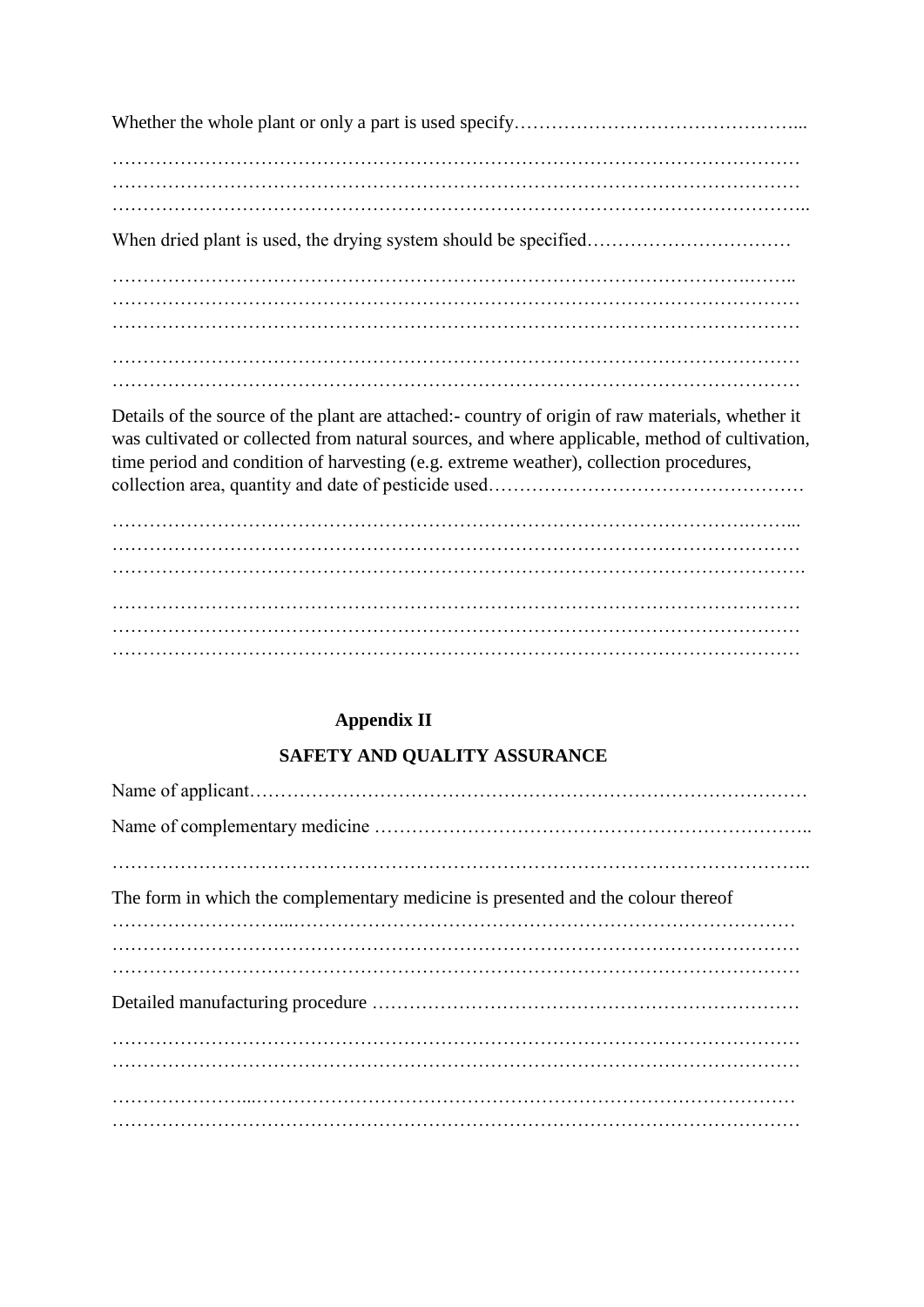Whether the whole plant or only a part is used specify………………………………………...

…………………………………………………………………………………………………
…………………………………………………………………………………………………
…………………………………………………………………………………………………..

When dried plant is used, the drying system should be specified……………………………

……………………………………………………………………………………….……..
…………………………………………………………………………………………………
…………………………………………………………………………………………………

…………………………………………………………………………………………………
…………………………………………………………………………………………………

Details of the source of the plant are attached:- country of origin of raw materials, whether it was cultivated or collected from natural sources, and where applicable, method of cultivation, time period and condition of harvesting (e.g. extreme weather), collection procedures, collection area, quantity and date of pesticide used……………………………………………

……………………………………………………………………………………….……...
…………………………………………………………………………………………………
………………………………………………………………………………………………….

…………………………………………………………………………………………………
…………………………………………………………………………………………………
…………………………………………………………………………………………………

**Appendix II**

**SAFETY AND QUALITY ASSURANCE**

Name of applicant……………………………………………………………………………

Name of complementary medicine ……………………………………………………………..

…………………………………………………………………………………………………..

The form in which the complementary medicine is presented and the colour thereof
………………………...……………………………………………………………………
…………………………………………………………………………………………………
…………………………………………………………………………………………………

Detailed manufacturing procedure ……………………………………………………………

…………………………………………………………………………………………………
…………………………………………………………………………………………………

…………………...……………………………………………………………………………
…………………………………………………………………………………………………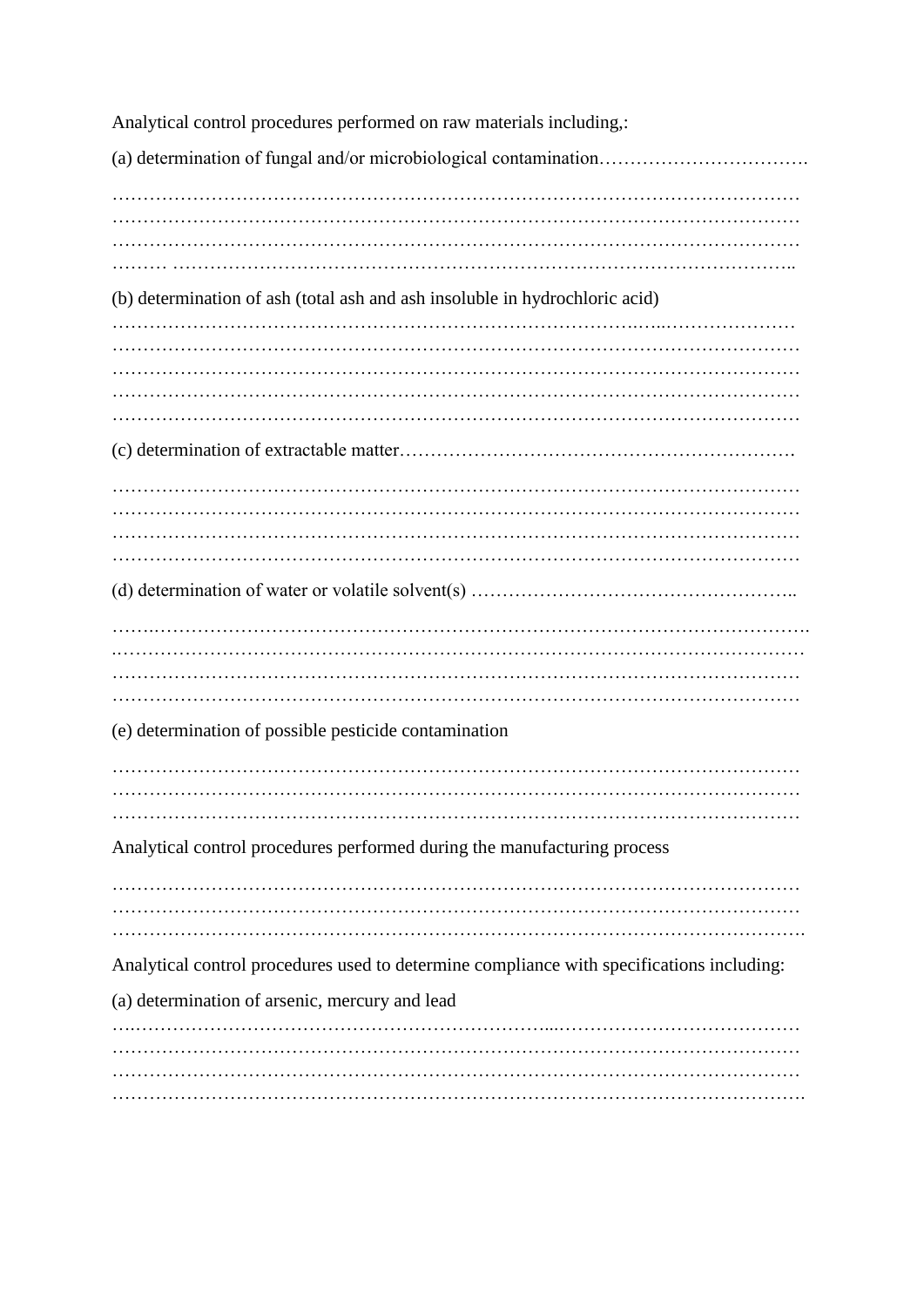Analytical control procedures performed on raw materials including,:

(a) determination of fungal and/or microbiological contamination…………………………….

…………………………………………………………………………………………………
…………………………………………………………………………………………………
…………………………………………………………………………………………………
……… ……………………………………………………………………………………..

(b) determination of ash (total ash and ash insoluble in hydrochloric acid)

…………………………………………………………………………..…..…………………
…………………………………………………………………………………………………
…………………………………………………………………………………………………
…………………………………………………………………………………………………
…………………………………………………………………………………………………

(c) determination of extractable matter……………………………………………………….

…………………………………………………………………………………………………
…………………………………………………………………………………………………
…………………………………………………………………………………………………
…………………………………………………………………………………………………

(d) determination of water or volatile solvent(s) ……………………………………………..

……..…………………………………………………………………………………………….
.…………………………………………………………………………………………………
…………………………………………………………………………………………………
…………………………………………………………………………………………………

(e) determination of possible pesticide contamination

…………………………………………………………………………………………………
…………………………………………………………………………………………………
…………………………………………………………………………………………………

Analytical control procedures performed during the manufacturing process

…………………………………………………………………………………………………
…………………………………………………………………………………………………
………………………………………………………………………………………………….

Analytical control procedures used to determine compliance with specifications including:

(a) determination of arsenic, mercury and lead

….……………………………………………………………...…………………………………
…………………………………………………………………………………………………
…………………………………………………………………………………………………
………………………………………………………………………………………………….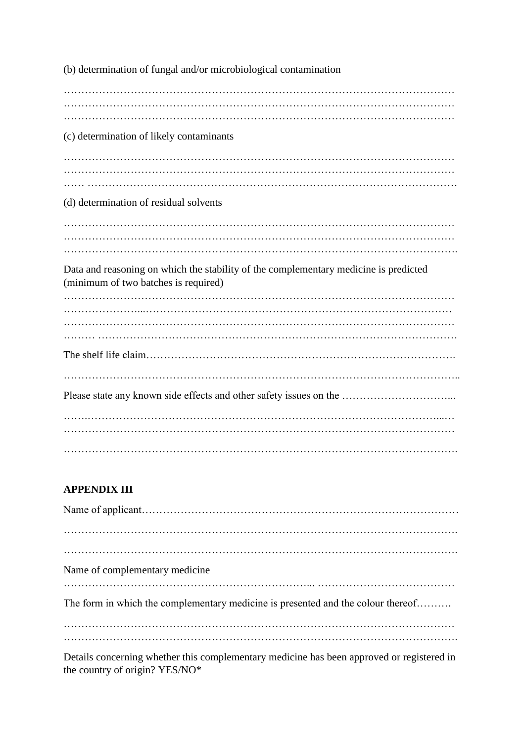(b) determination of fungal and/or microbiological contamination

…………………………………………………………………………………………………
…………………………………………………………………………………………………
…………………………………………………………………………………………………

(c) determination of likely contaminants

…………………………………………………………………………………………………
…………………………………………………………………………………………………
…… ……………………………………………………………………………………………

(d) determination of residual solvents

…………………………………………………………………………………………………
…………………………………………………………………………………………………
………………………………………………………………………………………………….

Data and reasoning on which the stability of the complementary medicine is predicted (minimum of two batches is required)

…………………………………………………………………………………………………
…………………...…………………………………………………………………………
…………………………………………………………………………………………………
……… ……………………………………………………………………………………

The shelf life claim…………………………………………………………………………….

………………………………………………………………………………………………..

Please state any known side effects and other safety issues on the …………………………...

……..…………………………………………………………………………………...…
…………………………………………………………………………………………………

………………………………………………………………………………………………….

**APPENDIX III**

Name of applicant………………………………………………………………………………

………………………………………………………………………………………………….

………………………………………………………………………………………………….

Name of complementary medicine

……………………………………………………………... ………………………………

The form in which the complementary medicine is presented and the colour thereof……….

…………………………………………………………………………………………………
………………………………………………………………………………………………….

Details concerning whether this complementary medicine has been approved or registered in the country of origin? YES/NO*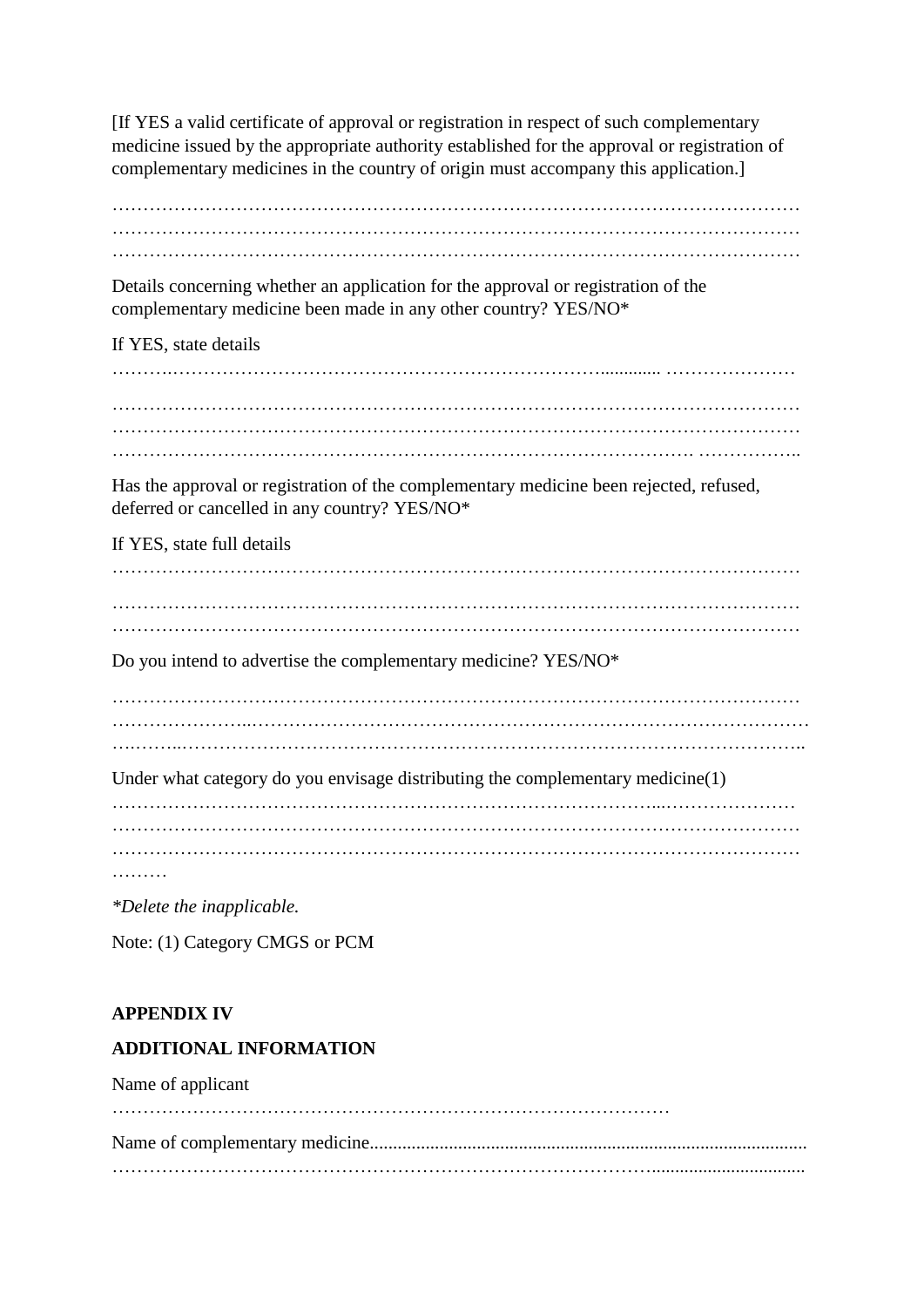[If YES a valid certificate of approval or registration in respect of such complementary medicine issued by the appropriate authority established for the approval or registration of complementary medicines in the country of origin must accompany this application.]

…………………………………………………………………………………………………
…………………………………………………………………………………………………
…………………………………………………………………………………………………

Details concerning whether an application for the approval or registration of the complementary medicine been made in any other country? YES/NO*

If YES, state details

……….…………………………………………………………………............. …………………

…………………………………………………………………………………………………
…………………………………………………………………………………………………
……………………………………………………………………………… ……………..

Has the approval or registration of the complementary medicine been rejected, refused, deferred or cancelled in any country? YES/NO*

If YES, state full details

…………………………………………………………………………………………………

…………………………………………………………………………………………………
…………………………………………………………………………………………………

Do you intend to advertise the complementary medicine? YES/NO*

…………………………………………………………………………………………………
…………………...…………………………………………………………………………………
….……..……………………………………………………………………………………..

Under what category do you envisage distributing the complementary medicine(1)

………………………………………………………………………….....…………………
…………………………………………………………………………………………………
…………………………………………………………………………………………………
………

*\*Delete the inapplicable.*

Note: (1) Category CMGS or PCM

**APPENDIX IV**

**ADDITIONAL INFORMATION**

Name of applicant

………………………………………………………………………………

Name of complementary medicine............................................................................................
…………………………………………………………………………….................................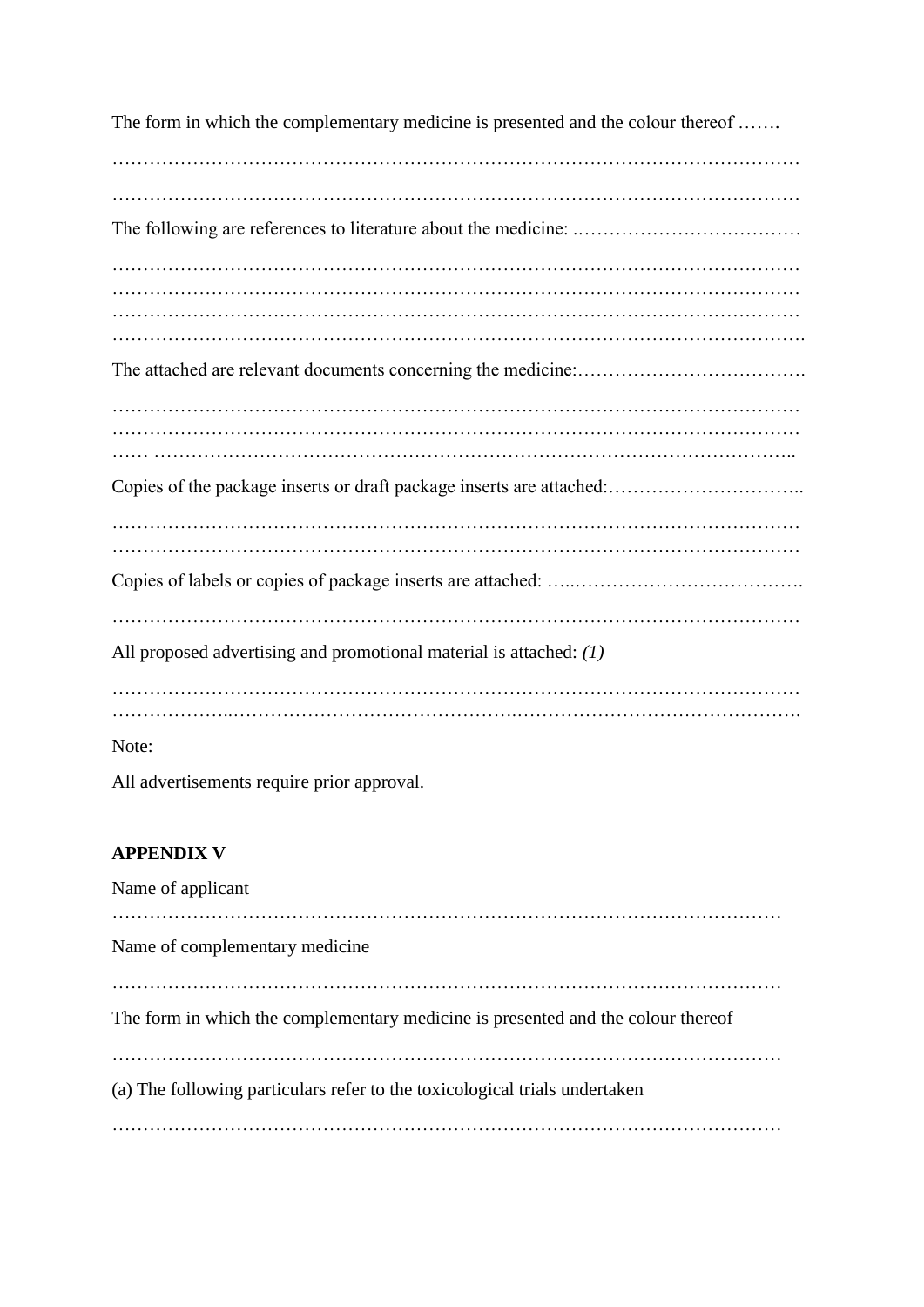The form in which the complementary medicine is presented and the colour thereof …….

…………………………………………………………………………………………………

…………………………………………………………………………………………………

The following are references to literature about the medicine: .………………………………

…………………………………………………………………………………………………
…………………………………………………………………………………………………
…………………………………………………………………………………………………
………………………………………………………………………………………………….

The attached are relevant documents concerning the medicine:……………………………….

…………………………………………………………………………………………………
…………………………………………………………………………………………………
…… ………………………………………………………………………………………..

Copies of the package inserts or draft package inserts are attached:…………………………..

…………………………………………………………………………………………………
…………………………………………………………………………………………………

Copies of labels or copies of package inserts are attached: …..……………………………….

…………………………………………………………………………………………………

All proposed advertising and promotional material is attached: *(1)*

…………………………………………………………………………………………………
………………..…………………………………………….………………………………….

Note:

All advertisements require prior approval.

**APPENDIX V**

Name of applicant

………………………………………………………………………………………………

Name of complementary medicine

………………………………………………………………………………………………

The form in which the complementary medicine is presented and the colour thereof

………………………………………………………………………………………………

(a) The following particulars refer to the toxicological trials undertaken

………………………………………………………………………………………………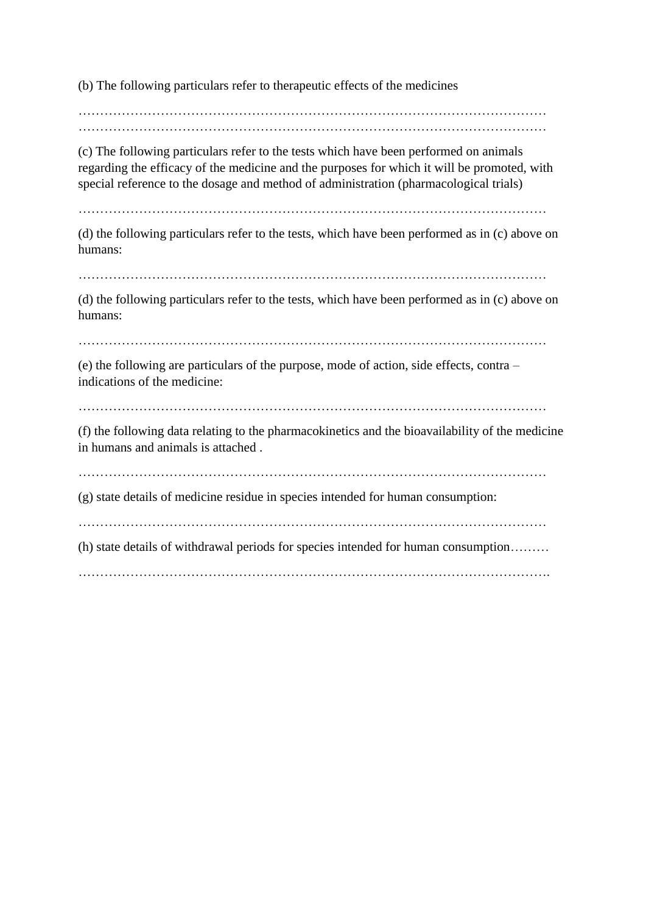(b) The following particulars refer to therapeutic effects of the medicines

…………………………………………………………………………………………………
…………………………………………………………………………………………………

(c) The following particulars refer to the tests which have been performed on animals regarding the efficacy of the medicine and the purposes for which it will be promoted, with special reference to the dosage and method of administration (pharmacological trials)

…………………………………………………………………………………………………

(d) the following particulars refer to the tests, which have been performed as in (c) above on humans:

…………………………………………………………………………………………………

(d) the following particulars refer to the tests, which have been performed as in (c) above on humans:

…………………………………………………………………………………………………

(e) the following are particulars of the purpose, mode of action, side effects, contra – indications of the medicine:

…………………………………………………………………………………………………

(f) the following data relating to the pharmacokinetics and the bioavailability of the medicine in humans and animals is attached .

…………………………………………………………………………………………………

(g) state details of medicine residue in species intended for human consumption:

…………………………………………………………………………………………………

(h) state details of withdrawal periods for species intended for human consumption………

………………………………………………………………………………………………….